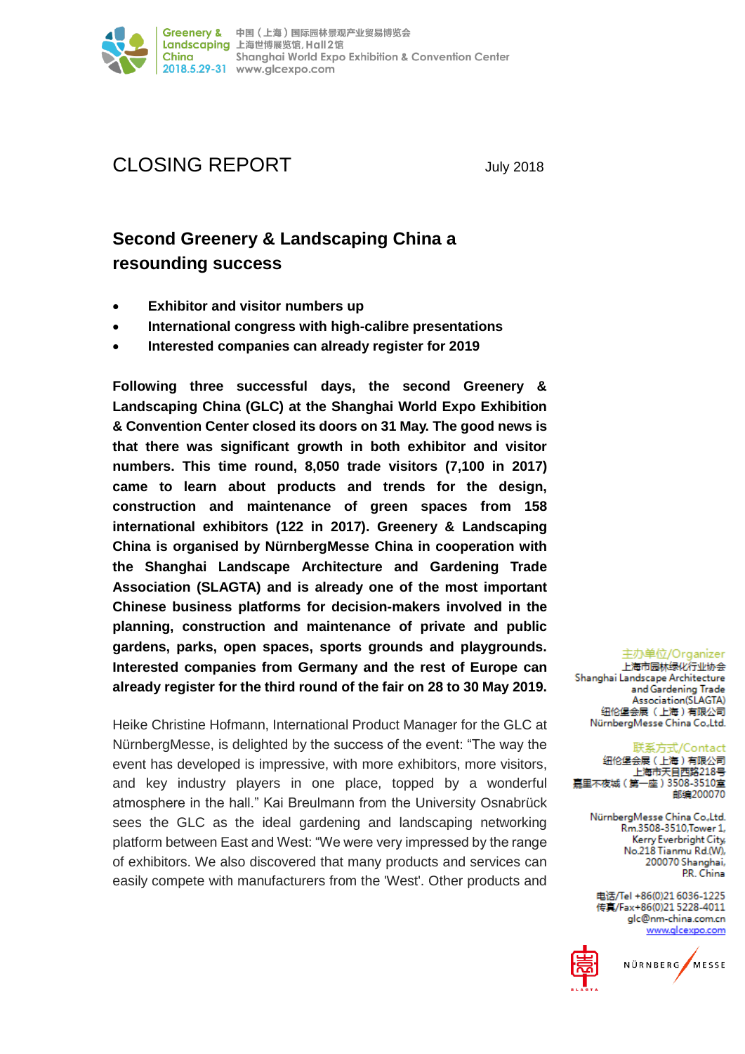Greenery & Landscaping China 2018.5.29-31

中国（上海）国际园林景观产业贸易博览会
上海世博展览馆, Hall 2馆
Shanghai World Expo Exhibition & Convention Center
www.glcexpo.com

# CLOSING REPORT

July 2018

## Second Greenery & Landscaping China a resounding success

- **Exhibitor and visitor numbers up**
- **International congress with high-calibre presentations**
- **Interested companies can already register for 2019**

**Following three successful days, the second Greenery & Landscaping China (GLC) at the Shanghai World Expo Exhibition & Convention Center closed its doors on 31 May. The good news is that there was significant growth in both exhibitor and visitor numbers. This time round, 8,050 trade visitors (7,100 in 2017) came to learn about products and trends for the design, construction and maintenance of green spaces from 158 international exhibitors (122 in 2017). Greenery & Landscaping China is organised by NürnbergMesse China in cooperation with the Shanghai Landscape Architecture and Gardening Trade Association (SLAGTA) and is already one of the most important Chinese business platforms for decision-makers involved in the planning, construction and maintenance of private and public gardens, parks, open spaces, sports grounds and playgrounds. Interested companies from Germany and the rest of Europe can already register for the third round of the fair on 28 to 30 May 2019.**

Heike Christine Hofmann, International Product Manager for the GLC at NürnbergMesse, is delighted by the success of the event: "The way the event has developed is impressive, with more exhibitors, more visitors, and key industry players in one place, topped by a wonderful atmosphere in the hall." Kai Breulmann from the University Osnabrück sees the GLC as the ideal gardening and landscaping networking platform between East and West: "We were very impressed by the range of exhibitors. We also discovered that many products and services can easily compete with manufacturers from the 'West'. Other products and

主办单位/Organizer
上海市园林绿化行业协会
Shanghai Landscape Architecture and Gardening Trade Association(SLAGTA)
纽伦堡会展（上海）有限公司
NürnbergMesse China Co.,Ltd.

联系方式/Contact
纽伦堡会展（上海）有限公司
上海市天目西路218号
嘉里不夜城（第一座）3508-3510室
邮编200070

NürnbergMesse China Co.,Ltd.
Rm.3508-3510,Tower 1,
Kerry Everbright City,
No.218 Tianmu Rd.(W),
200070 Shanghai,
P.R. China

电话/Tel +86(0)21 6036-1225
传真/Fax+86(0)21 5228-4011
glc@nm-china.com.cn
www.glcexpo.com

SLAGTA
NÜRNBERG MESSE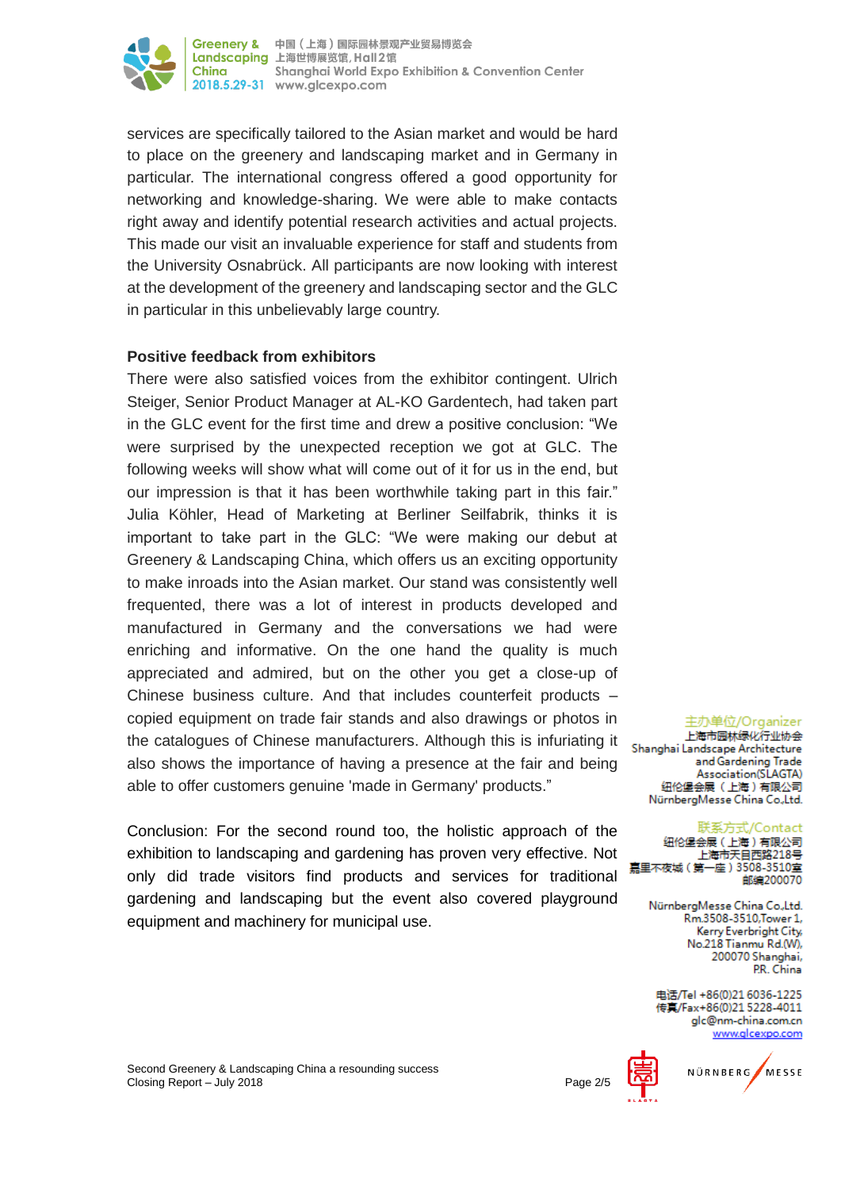services are specifically tailored to the Asian market and would be hard to place on the greenery and landscaping market and in Germany in particular. The international congress offered a good opportunity for networking and knowledge-sharing. We were able to make contacts right away and identify potential research activities and actual projects. This made our visit an invaluable experience for staff and students from the University Osnabrück. All participants are now looking with interest at the development of the greenery and landscaping sector and the GLC in particular in this unbelievably large country.

**Positive feedback from exhibitors**

There were also satisfied voices from the exhibitor contingent. Ulrich Steiger, Senior Product Manager at AL-KO Gardentech, had taken part in the GLC event for the first time and drew a positive conclusion: "We were surprised by the unexpected reception we got at GLC. The following weeks will show what will come out of it for us in the end, but our impression is that it has been worthwhile taking part in this fair." Julia Köhler, Head of Marketing at Berliner Seilfabrik, thinks it is important to take part in the GLC: "We were making our debut at Greenery & Landscaping China, which offers us an exciting opportunity to make inroads into the Asian market. Our stand was consistently well frequented, there was a lot of interest in products developed and manufactured in Germany and the conversations we had were enriching and informative. On the one hand the quality is much appreciated and admired, but on the other you get a close-up of Chinese business culture. And that includes counterfeit products – copied equipment on trade fair stands and also drawings or photos in the catalogues of Chinese manufacturers. Although this is infuriating it also shows the importance of having a presence at the fair and being able to offer customers genuine 'made in Germany' products."

Conclusion: For the second round too, the holistic approach of the exhibition to landscaping and gardening has proven very effective. Not only did trade visitors find products and services for traditional gardening and landscaping but the event also covered playground equipment and machinery for municipal use.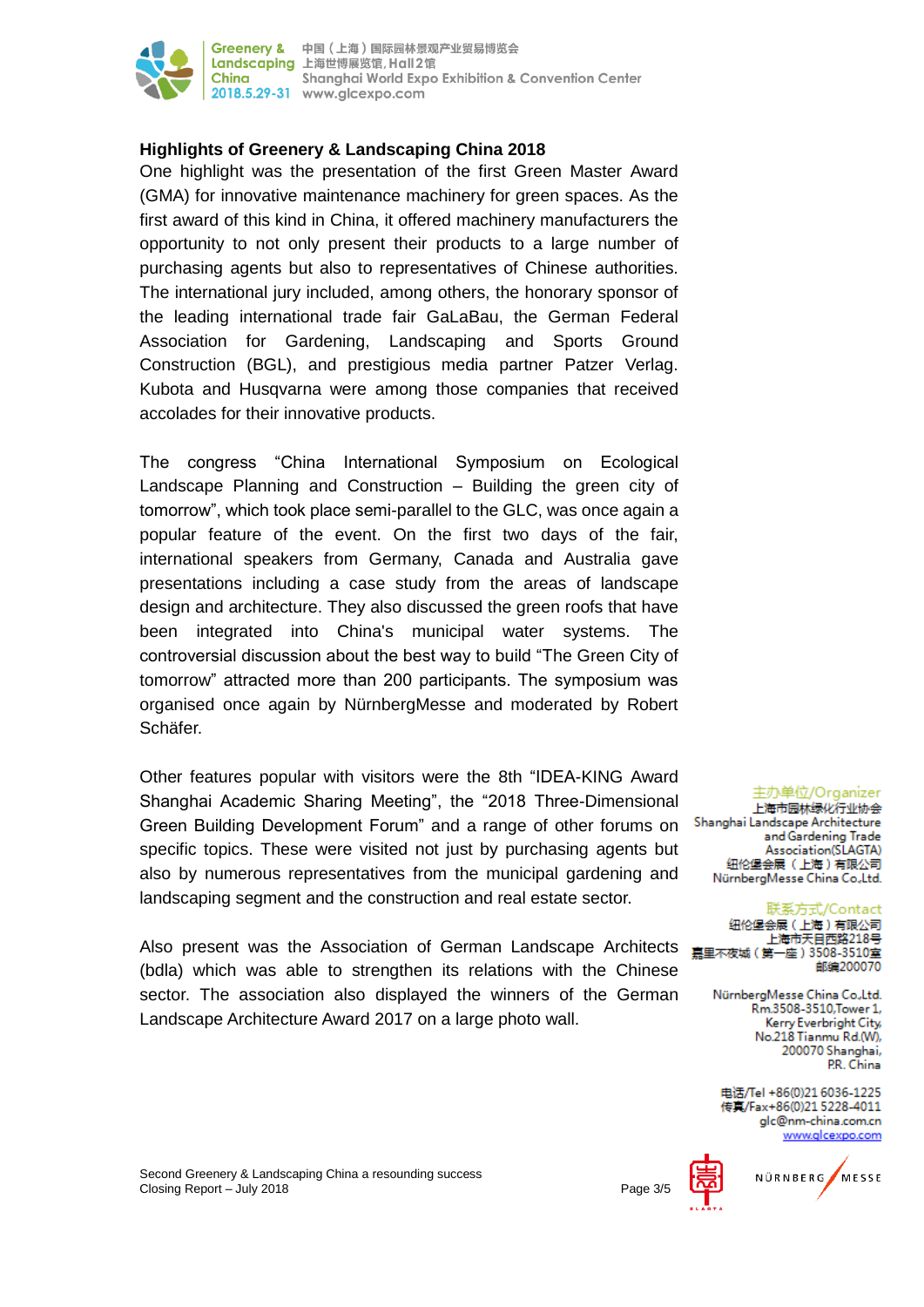## Highlights of Greenery & Landscaping China 2018

One highlight was the presentation of the first Green Master Award (GMA) for innovative maintenance machinery for green spaces. As the first award of this kind in China, it offered machinery manufacturers the opportunity to not only present their products to a large number of purchasing agents but also to representatives of Chinese authorities. The international jury included, among others, the honorary sponsor of the leading international trade fair GaLaBau, the German Federal Association for Gardening, Landscaping and Sports Ground Construction (BGL), and prestigious media partner Patzer Verlag. Kubota and Husqvarna were among those companies that received accolades for their innovative products.

The congress "China International Symposium on Ecological Landscape Planning and Construction – Building the green city of tomorrow", which took place semi-parallel to the GLC, was once again a popular feature of the event. On the first two days of the fair, international speakers from Germany, Canada and Australia gave presentations including a case study from the areas of landscape design and architecture. They also discussed the green roofs that have been integrated into China's municipal water systems. The controversial discussion about the best way to build "The Green City of tomorrow" attracted more than 200 participants. The symposium was organised once again by NürnbergMesse and moderated by Robert Schäfer.

Other features popular with visitors were the 8th "IDEA-KING Award Shanghai Academic Sharing Meeting", the "2018 Three-Dimensional Green Building Development Forum" and a range of other forums on specific topics. These were visited not just by purchasing agents but also by numerous representatives from the municipal gardening and landscaping segment and the construction and real estate sector.

Also present was the Association of German Landscape Architects (bdla) which was able to strengthen its relations with the Chinese sector. The association also displayed the winners of the German Landscape Architecture Award 2017 on a large photo wall.

主办单位/Organizer
上海市园林绿化行业协会
Shanghai Landscape Architecture and Gardening Trade Association(SLAGTA)
纽伦堡会展（上海）有限公司
NürnbergMesse China Co.,Ltd.

联系方式/Contact
纽伦堡会展（上海）有限公司
上海市天目西路218号
嘉里不夜城（第一座）3508-3510室
邮编200070

NürnbergMesse China Co.,Ltd.
Rm.3508-3510,Tower 1,
Kerry Everbright City,
No.218 Tianmu Rd.(W),
200070 Shanghai,
P.R. China

电话/Tel +86(0)21 6036-1225
传真/Fax+86(0)21 5228-4011
glc@nm-china.com.cn
www.glcexpo.com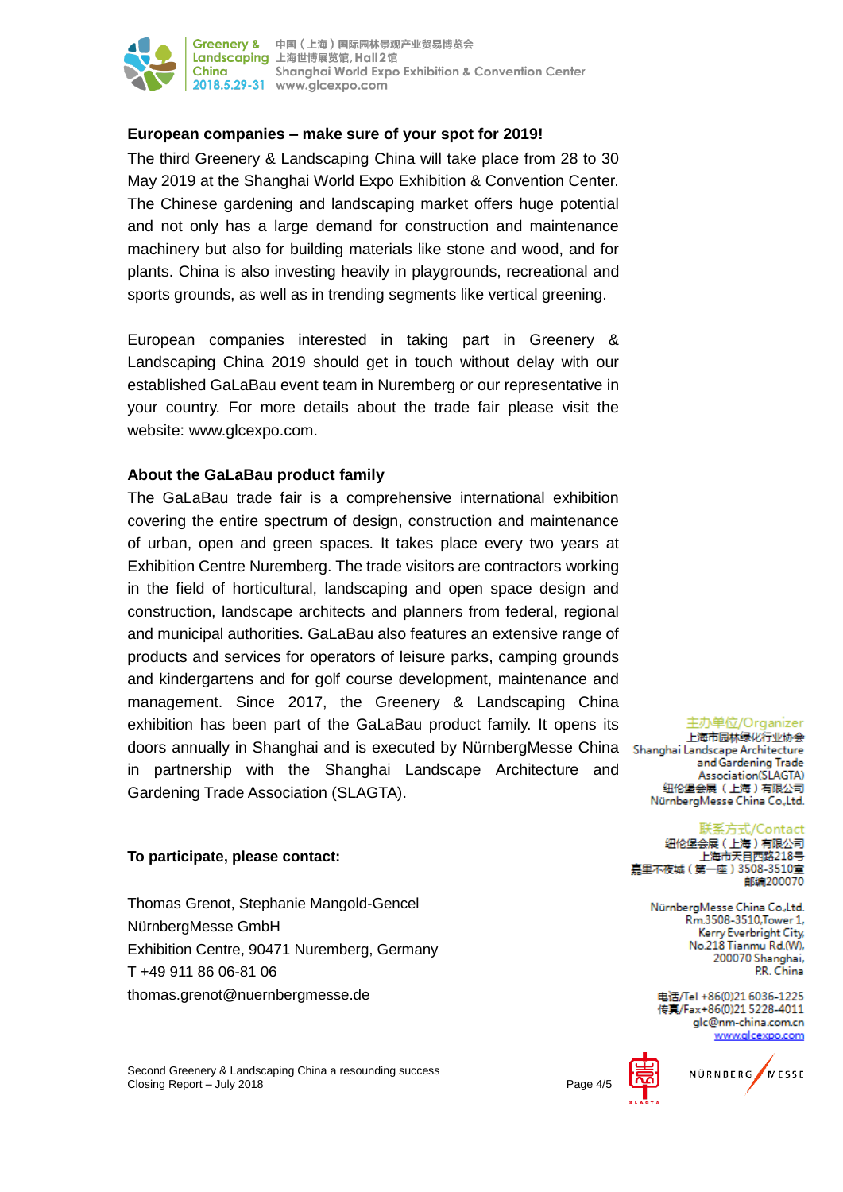## European companies – make sure of your spot for 2019!

The third Greenery & Landscaping China will take place from 28 to 30 May 2019 at the Shanghai World Expo Exhibition & Convention Center. The Chinese gardening and landscaping market offers huge potential and not only has a large demand for construction and maintenance machinery but also for building materials like stone and wood, and for plants. China is also investing heavily in playgrounds, recreational and sports grounds, as well as in trending segments like vertical greening.

European companies interested in taking part in Greenery & Landscaping China 2019 should get in touch without delay with our established GaLaBau event team in Nuremberg or our representative in your country. For more details about the trade fair please visit the website: www.glcexpo.com.

## About the GaLaBau product family

The GaLaBau trade fair is a comprehensive international exhibition covering the entire spectrum of design, construction and maintenance of urban, open and green spaces. It takes place every two years at Exhibition Centre Nuremberg. The trade visitors are contractors working in the field of horticultural, landscaping and open space design and construction, landscape architects and planners from federal, regional and municipal authorities. GaLaBau also features an extensive range of products and services for operators of leisure parks, camping grounds and kindergartens and for golf course development, maintenance and management. Since 2017, the Greenery & Landscaping China exhibition has been part of the GaLaBau product family. It opens its doors annually in Shanghai and is executed by NürnbergMesse China in partnership with the Shanghai Landscape Architecture and Gardening Trade Association (SLAGTA).

**To participate, please contact:**

Thomas Grenot, Stephanie Mangold-Gencel
NürnbergMesse GmbH
Exhibition Centre, 90471 Nuremberg, Germany
T +49 911 86 06-81 06
thomas.grenot@nuernbergmesse.de

主办单位/Organizer
上海市园林绿化行业协会
Shanghai Landscape Architecture and Gardening Trade Association(SLAGTA)
纽伦堡会展（上海）有限公司
NürnbergMesse China Co.,Ltd.

联系方式/Contact
纽伦堡会展（上海）有限公司
上海市天目西路218号
嘉里不夜城（第一座）3508-3510室
邮编200070

NürnbergMesse China Co.,Ltd.
Rm.3508-3510,Tower 1,
Kerry Everbright City,
No.218 Tianmu Rd.(W),
200070 Shanghai,
P.R. China

电话/Tel +86(0)21 6036-1225
传真/Fax+86(0)21 5228-4011
glc@nm-china.com.cn
www.glcexpo.com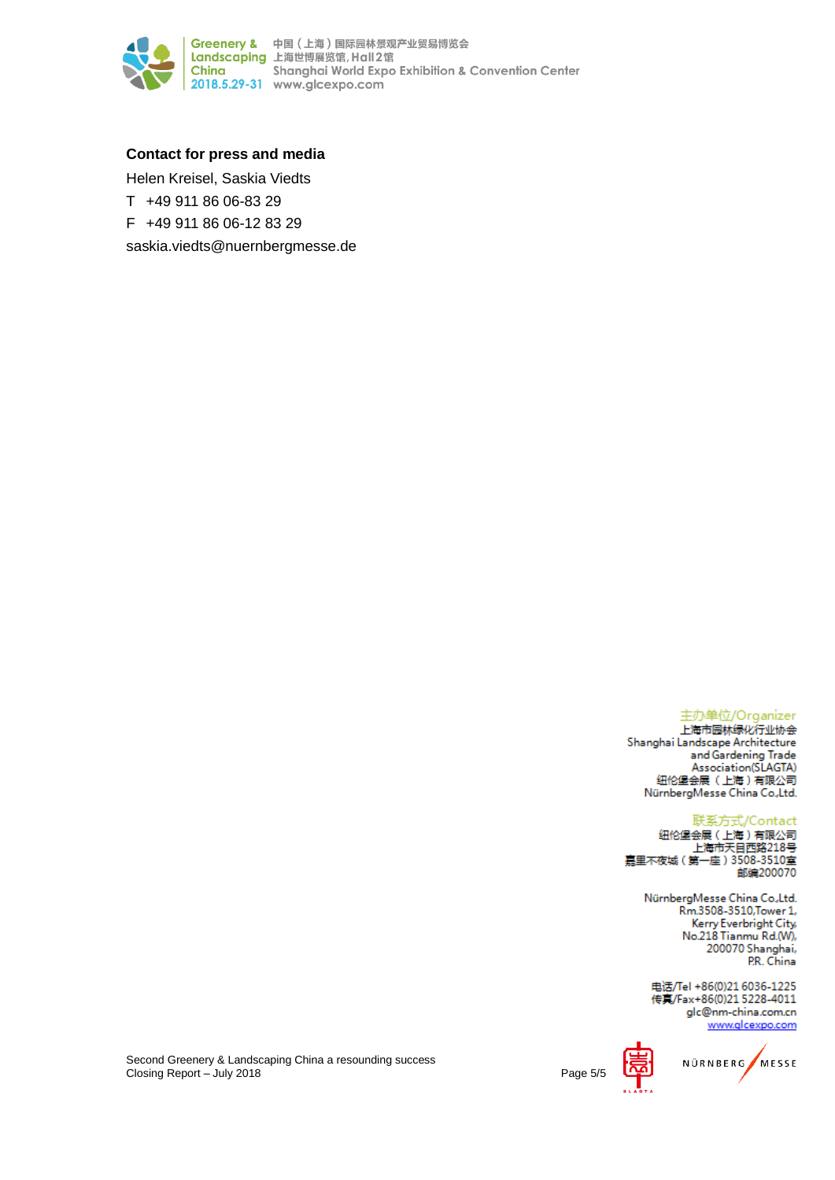**Contact for press and media**

Helen Kreisel, Saskia Viedts

T +49 911 86 06-83 29

F +49 911 86 06-12 83 29

saskia.viedts@nuernbergmesse.de

主办单位/Organizer
上海市园林绿化行业协会
Shanghai Landscape Architecture and Gardening Trade Association(SLAGTA)
纽伦堡会展（上海）有限公司
NürnbergMesse China Co.,Ltd.

联系方式/Contact
纽伦堡会展（上海）有限公司
上海市天目西路218号
嘉里不夜城（第一座）3508-3510室
邮编200070

NürnbergMesse China Co.,Ltd.
Rm.3508-3510,Tower 1,
Kerry Everbright City,
No.218 Tianmu Rd.(W),
200070 Shanghai,
P.R. China

电话/Tel +86(0)21 6036-1225
传真/Fax+86(0)21 5228-4011
glc@nm-china.com.cn
www.glcexpo.com

Second Greenery & Landscaping China a resounding success
Closing Report – July 2018